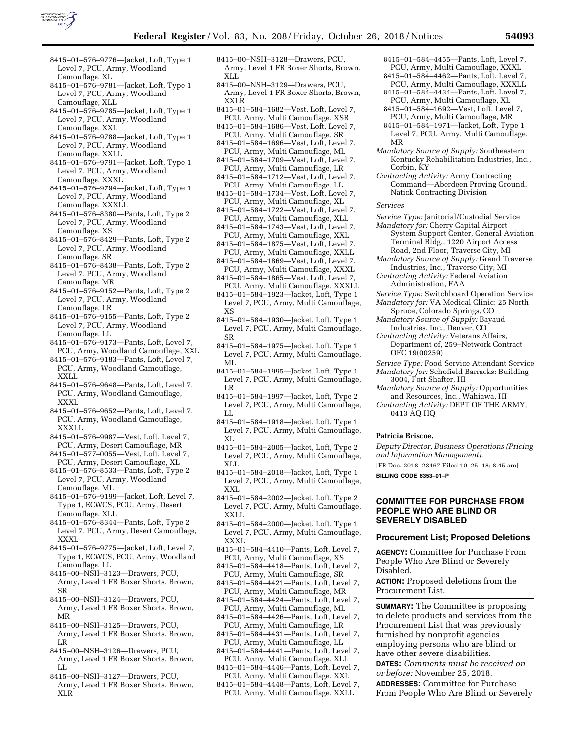8415–01–576–9776—Jacket, Loft, Type 1 Level 7, PCU, Army, Woodland Camouflage, XL
8415–01–576–9781—Jacket, Loft, Type 1 Level 7, PCU, Army, Woodland Camouflage, XLL
8415–01–576–9785—Jacket, Loft, Type 1 Level 7, PCU, Army, Woodland Camouflage, XXL
8415–01–576–9788—Jacket, Loft, Type 1 Level 7, PCU, Army, Woodland Camouflage, XXLL
8415–01–576–9791—Jacket, Loft, Type 1 Level 7, PCU, Army, Woodland Camouflage, XXXL
8415–01–576–9794—Jacket, Loft, Type 1 Level 7, PCU, Army, Woodland Camouflage, XXXLL
8415–01–576–8380—Pants, Loft, Type 2 Level 7, PCU, Army, Woodland Camouflage, XS
8415–01–576–8429—Pants, Loft, Type 2 Level 7, PCU, Army, Woodland Camouflage, SR
8415–01–576–8438—Pants, Loft, Type 2 Level 7, PCU, Army, Woodland Camouflage, MR
8415–01–576–9152—Pants, Loft, Type 2 Level 7, PCU, Army, Woodland Camouflage, LR
8415–01–576–9155—Pants, Loft, Type 2 Level 7, PCU, Army, Woodland Camouflage, LL
8415–01–576–9173—Pants, Loft, Level 7, PCU, Army, Woodland Camouflage, XXL
8415–01–576–9183—Pants, Loft, Level 7, PCU, Army, Woodland Camouflage, XXLL
8415–01–576–9648—Pants, Loft, Level 7, PCU, Army, Woodland Camouflage, XXXL
8415–01–576–9652—Pants, Loft, Level 7, PCU, Army, Woodland Camouflage, XXXLL
8415–01–576–9987—Vest, Loft, Level 7, PCU, Army, Desert Camouflage, MR
8415–01–577–0055—Vest, Loft, Level 7, PCU, Army, Desert Camouflage, XL
8415–01–576–8533—Pants, Loft, Type 2 Level 7, PCU, Army, Woodland Camouflage, ML
8415–01–576–9199—Jacket, Loft, Level 7, Type 1, ECWCS, PCU, Army, Desert Camouflage, XLL
8415–01–576–8344—Pants, Loft, Type 2 Level 7, PCU, Army, Desert Camouflage, XXXL
8415–01–576–9775—Jacket, Loft, Level 7, Type 1, ECWCS, PCU, Army, Woodland Camouflage, LL
8415–00–NSH–3123—Drawers, PCU, Army, Level 1 FR Boxer Shorts, Brown, SR
8415–00–NSH–3124—Drawers, PCU, Army, Level 1 FR Boxer Shorts, Brown, MR
8415–00–NSH–3125—Drawers, PCU, Army, Level 1 FR Boxer Shorts, Brown, LR
8415–00–NSH–3126—Drawers, PCU, Army, Level 1 FR Boxer Shorts, Brown, LL
8415–00–NSH–3127—Drawers, PCU, Army, Level 1 FR Boxer Shorts, Brown, XLR
8415–00–NSH–3128—Drawers, PCU, Army, Level 1 FR Boxer Shorts, Brown, XLL
8415–00–NSH–3129—Drawers, PCU, Army, Level 1 FR Boxer Shorts, Brown, XXLR
8415–01–584–1682—Vest, Loft, Level 7, PCU, Army, Multi Camouflage, XSR
8415–01–584–1686—Vest, Loft, Level 7, PCU, Army, Multi Camouflage, SR
8415–01–584–1696—Vest, Loft, Level 7, PCU, Army, Multi Camouflage, ML
8415–01–584–1709—Vest, Loft, Level 7, PCU, Army, Multi Camouflage, LR
8415–01–584–1712—Vest, Loft, Level 7, PCU, Army, Multi Camouflage, LL
8415–01–584–1734—Vest, Loft, Level 7, PCU, Army, Multi Camouflage, XL
8415–01–584–1722—Vest, Loft, Level 7, PCU, Army, Multi Camouflage, XLL
8415–01–584–1743—Vest, Loft, Level 7, PCU, Army, Multi Camouflage, XXL
8415–01–584–1875—Vest, Loft, Level 7, PCU, Army, Multi Camouflage, XXLL
8415–01–584–1869—Vest, Loft, Level 7, PCU, Army, Multi Camouflage, XXXL
8415–01–584–1865—Vest, Loft, Level 7, PCU, Army, Multi Camouflage, XXXLL
8415–01–584–1923—Jacket, Loft, Type 1 Level 7, PCU, Army, Multi Camouflage, XS
8415–01–584–1930—Jacket, Loft, Type 1 Level 7, PCU, Army, Multi Camouflage, SR
8415–01–584–1975—Jacket, Loft, Type 1 Level 7, PCU, Army, Multi Camouflage, ML
8415–01–584–1995—Jacket, Loft, Type 1 Level 7, PCU, Army, Multi Camouflage, LR
8415–01–584–1997—Jacket, Loft, Type 2 Level 7, PCU, Army, Multi Camouflage, LL
8415–01–584–1918—Jacket, Loft, Type 1 Level 7, PCU, Army, Multi Camouflage, XL
8415–01–584–2005—Jacket, Loft, Type 2 Level 7, PCU, Army, Multi Camouflage, XLL
8415–01–584–2018—Jacket, Loft, Type 1 Level 7, PCU, Army, Multi Camouflage, XXL
8415–01–584–2002—Jacket, Loft, Type 2 Level 7, PCU, Army, Multi Camouflage, XXLL
8415–01–584–2000—Jacket, Loft, Type 1 Level 7, PCU, Army, Multi Camouflage, XXXL
8415–01–584–4410—Pants, Loft, Level 7, PCU, Army, Multi Camouflage, XS
8415–01–584–4418—Pants, Loft, Level 7, PCU, Army, Multi Camouflage, SR
8415–01–584–4421—Pants, Loft, Level 7, PCU, Army, Multi Camouflage, MR
8415–01–584–4424—Pants, Loft, Level 7, PCU, Army, Multi Camouflage, ML
8415–01–584–4426—Pants, Loft, Level 7, PCU, Army, Multi Camouflage, LR
8415–01–584–4431—Pants, Loft, Level 7, PCU, Army, Multi Camouflage, LL
8415–01–584–4441—Pants, Loft, Level 7, PCU, Army, Multi Camouflage, XLL
8415–01–584–4446—Pants, Loft, Level 7, PCU, Army, Multi Camouflage, XXL
8415–01–584–4448—Pants, Loft, Level 7, PCU, Army, Multi Camouflage, XXLL
8415–01–584–4455—Pants, Loft, Level 7, PCU, Army, Multi Camouflage, XXXL
8415–01–584–4462—Pants, Loft, Level 7, PCU, Army, Multi Camouflage, XXXLL
8415–01–584–4434—Pants, Loft, Level 7, PCU, Army, Multi Camouflage, XL
8415–01–584–1692—Vest, Loft, Level 7, PCU, Army, Multi Camouflage, MR
8415–01–584–1971—Jacket, Loft, Type 1 Level 7, PCU, Army, Multi Camouflage, MR

*Mandatory Source of Supply:* Southeastern Kentucky Rehabilitation Industries, Inc., Corbin, KY

*Contracting Activity:* Army Contracting Command—Aberdeen Proving Ground, Natick Contracting Division

*Services*

*Service Type:* Janitorial/Custodial Service

*Mandatory for:* Cherry Capital Airport System Support Center, General Aviation Terminal Bldg., 1220 Airport Access Road, 2nd Floor, Traverse City, MI

*Mandatory Source of Supply:* Grand Traverse Industries, Inc., Traverse City, MI

*Contracting Activity:* Federal Aviation Administration, FAA

*Service Type:* Switchboard Operation Service

*Mandatory for:* VA Medical Clinic: 25 North Spruce, Colorado Springs, CO

*Mandatory Source of Supply:* Bayaud Industries, Inc., Denver, CO

*Contracting Activity:* Veterans Affairs, Department of, 259–Network Contract OFC 19(00259)

*Service Type:* Food Service Attendant Service

*Mandatory for:* Schofield Barracks: Building 3004, Fort Shafter, HI

*Mandatory Source of Supply:* Opportunities and Resources, Inc., Wahiawa, HI

*Contracting Activity:* DEPT OF THE ARMY, 0413 AQ HQ

**Patricia Briscoe,**

*Deputy Director, Business Operations (Pricing and Information Management).*

[FR Doc. 2018–23467 Filed 10–25–18; 8:45 am]

**BILLING CODE 6353–01–P**

## COMMITTEE FOR PURCHASE FROM PEOPLE WHO ARE BLIND OR SEVERELY DISABLED

### Procurement List; Proposed Deletions

**AGENCY:** Committee for Purchase From People Who Are Blind or Severely Disabled.

**ACTION:** Proposed deletions from the Procurement List.

**SUMMARY:** The Committee is proposing to delete products and services from the Procurement List that was previously furnished by nonprofit agencies employing persons who are blind or have other severe disabilities.

**DATES:** *Comments must be received on or before:* November 25, 2018.

**ADDRESSES:** Committee for Purchase From People Who Are Blind or Severely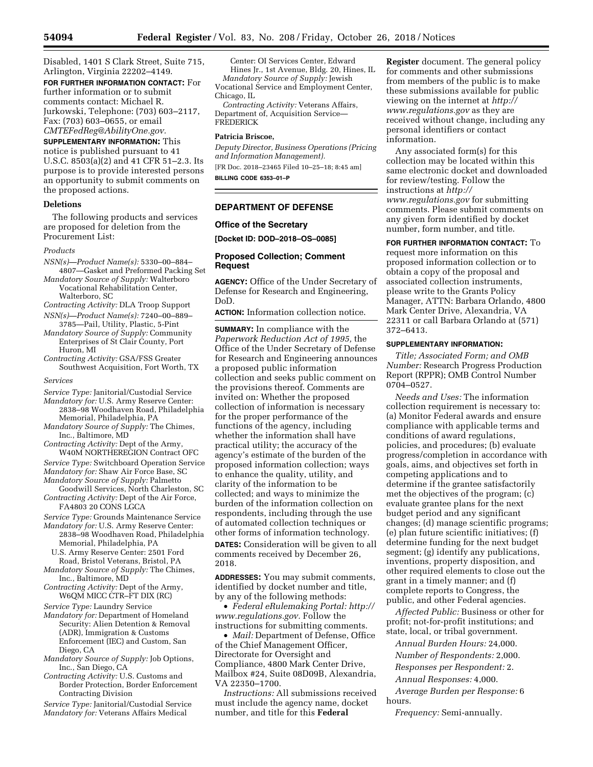Disabled, 1401 S Clark Street, Suite 715, Arlington, Virginia 22202–4149.

**FOR FURTHER INFORMATION CONTACT:** For further information or to submit comments contact: Michael R. Jurkowski, Telephone: (703) 603–2117, Fax: (703) 603–0655, or email *CMTEFedReg@AbilityOne.gov*.

**SUPPLEMENTARY INFORMATION:** This notice is published pursuant to 41 U.S.C. 8503(a)(2) and 41 CFR 51–2.3. Its purpose is to provide interested persons an opportunity to submit comments on the proposed actions.

### Deletions

The following products and services are proposed for deletion from the Procurement List:

*Products*

*NSN(s)—Product Name(s):* 5330–00–884–4807—Gasket and Preformed Packing Set
*Mandatory Source of Supply:* Walterboro Vocational Rehabilitation Center, Walterboro, SC
*Contracting Activity:* DLA Troop Support
*NSN(s)—Product Name(s):* 7240–00–889–3785—Pail, Utility, Plastic, 5-Pint
*Mandatory Source of Supply:* Community Enterprises of St Clair County, Port Huron, MI
*Contracting Activity:* GSA/FSS Greater Southwest Acquisition, Fort Worth, TX

*Services*

*Service Type:* Janitorial/Custodial Service
*Mandatory for:* U.S. Army Reserve Center: 2838–98 Woodhaven Road, Philadelphia Memorial, Philadelphia, PA
*Mandatory Source of Supply:* The Chimes, Inc., Baltimore, MD
*Contracting Activity:* Dept of the Army, W40M NORTHEREGION Contract OFC
*Service Type:* Switchboard Operation Service
*Mandatory for:* Shaw Air Force Base, SC
*Mandatory Source of Supply:* Palmetto Goodwill Services, North Charleston, SC
*Contracting Activity:* Dept of the Air Force, FA4803 20 CONS LGCA
*Service Type:* Grounds Maintenance Service
*Mandatory for:* U.S. Army Reserve Center: 2838–98 Woodhaven Road, Philadelphia Memorial, Philadelphia, PA
U.S. Army Reserve Center: 2501 Ford Road, Bristol Veterans, Bristol, PA
*Mandatory Source of Supply:* The Chimes, Inc., Baltimore, MD
*Contracting Activity:* Dept of the Army, W6QM MICC CTR–FT DIX (RC)
*Service Type:* Laundry Service
*Mandatory for:* Department of Homeland Security: Alien Detention & Removal (ADR), Immigration & Customs Enforcement (IEC) and Custom, San Diego, CA
*Mandatory Source of Supply:* Job Options, Inc., San Diego, CA
*Contracting Activity:* U.S. Customs and Border Protection, Border Enforcement Contracting Division
*Service Type:* Janitorial/Custodial Service
*Mandatory for:* Veterans Affairs Medical Center: OI Services Center, Edward Hines Jr., 1st Avenue, Bldg. 20, Hines, IL
*Mandatory Source of Supply:* Jewish Vocational Service and Employment Center, Chicago, IL
*Contracting Activity:* Veterans Affairs, Department of, Acquisition Service—FREDERICK

**Patricia Briscoe,**
*Deputy Director, Business Operations (Pricing and Information Management).*
[FR Doc. 2018–23465 Filed 10–25–18; 8:45 am]
**BILLING CODE 6353–01–P**

## DEPARTMENT OF DEFENSE

### Office of the Secretary

**[Docket ID: DOD–2018–OS–0085]**

### Proposed Collection; Comment Request

**AGENCY:** Office of the Under Secretary of Defense for Research and Engineering, DoD.

**ACTION:** Information collection notice.

**SUMMARY:** In compliance with the *Paperwork Reduction Act of 1995,* the Office of the Under Secretary of Defense for Research and Engineering announces a proposed public information collection and seeks public comment on the provisions thereof. Comments are invited on: Whether the proposed collection of information is necessary for the proper performance of the functions of the agency, including whether the information shall have practical utility; the accuracy of the agency's estimate of the burden of the proposed information collection; ways to enhance the quality, utility, and clarity of the information to be collected; and ways to minimize the burden of the information collection on respondents, including through the use of automated collection techniques or other forms of information technology.

**DATES:** Consideration will be given to all comments received by December 26, 2018.

**ADDRESSES:** You may submit comments, identified by docket number and title, by any of the following methods:

- *Federal eRulemaking Portal: http://www.regulations.gov.* Follow the instructions for submitting comments.
- *Mail:* Department of Defense, Office of the Chief Management Officer, Directorate for Oversight and Compliance, 4800 Mark Center Drive, Mailbox #24, Suite 08D09B, Alexandria, VA 22350–1700.

*Instructions:* All submissions received must include the agency name, docket number, and title for this **Federal Register** document. The general policy for comments and other submissions from members of the public is to make these submissions available for public viewing on the internet at *http://www.regulations.gov* as they are received without change, including any personal identifiers or contact information.

Any associated form(s) for this collection may be located within this same electronic docket and downloaded for review/testing. Follow the instructions at *http://www.regulations.gov* for submitting comments. Please submit comments on any given form identified by docket number, form number, and title.

**FOR FURTHER INFORMATION CONTACT:** To request more information on this proposed information collection or to obtain a copy of the proposal and associated collection instruments, please write to the Grants Policy Manager, ATTN: Barbara Orlando, 4800 Mark Center Drive, Alexandria, VA 22311 or call Barbara Orlando at (571) 372–6413.

**SUPPLEMENTARY INFORMATION:**

*Title; Associated Form; and OMB Number:* Research Progress Production Report (RPPR); OMB Control Number 0704–0527.

*Needs and Uses:* The information collection requirement is necessary to: (a) Monitor Federal awards and ensure compliance with applicable terms and conditions of award regulations, policies, and procedures; (b) evaluate progress/completion in accordance with goals, aims, and objectives set forth in competing applications and to determine if the grantee satisfactorily met the objectives of the program; (c) evaluate grantee plans for the next budget period and any significant changes; (d) manage scientific programs; (e) plan future scientific initiatives; (f) determine funding for the next budget segment; (g) identify any publications, inventions, property disposition, and other required elements to close out the grant in a timely manner; and (f) complete reports to Congress, the public, and other Federal agencies.

*Affected Public:* Business or other for profit; not-for-profit institutions; and state, local, or tribal government.

*Annual Burden Hours:* 24,000.

*Number of Respondents:* 2,000.

*Responses per Respondent:* 2.

*Annual Responses:* 4,000.

*Average Burden per Response:* 6 hours.

*Frequency:* Semi-annually.